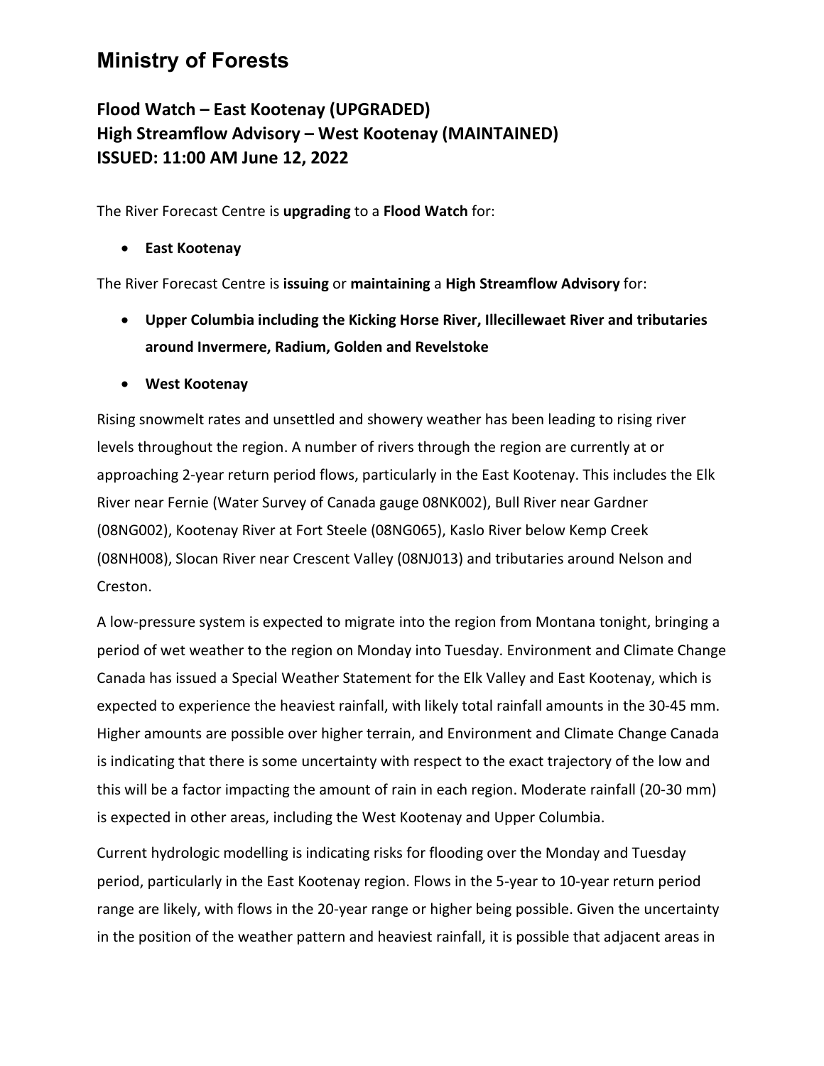# Ministry of Forests

## Flood Watch – East Kootenay (UPGRADED)
## High Streamflow Advisory – West Kootenay (MAINTAINED)
## ISSUED: 11:00 AM June 12, 2022

The River Forecast Centre is **upgrading** to a **Flood Watch** for:

- **East Kootenay**

The River Forecast Centre is **issuing** or **maintaining** a **High Streamflow Advisory** for:

- **Upper Columbia including the Kicking Horse River, Illecillewaet River and tributaries around Invermere, Radium, Golden and Revelstoke**
- **West Kootenay**

Rising snowmelt rates and unsettled and showery weather has been leading to rising river levels throughout the region. A number of rivers through the region are currently at or approaching 2-year return period flows, particularly in the East Kootenay. This includes the Elk River near Fernie (Water Survey of Canada gauge 08NK002), Bull River near Gardner (08NG002), Kootenay River at Fort Steele (08NG065), Kaslo River below Kemp Creek (08NH008), Slocan River near Crescent Valley (08NJ013) and tributaries around Nelson and Creston.

A low-pressure system is expected to migrate into the region from Montana tonight, bringing a period of wet weather to the region on Monday into Tuesday. Environment and Climate Change Canada has issued a Special Weather Statement for the Elk Valley and East Kootenay, which is expected to experience the heaviest rainfall, with likely total rainfall amounts in the 30-45 mm. Higher amounts are possible over higher terrain, and Environment and Climate Change Canada is indicating that there is some uncertainty with respect to the exact trajectory of the low and this will be a factor impacting the amount of rain in each region. Moderate rainfall (20-30 mm) is expected in other areas, including the West Kootenay and Upper Columbia.

Current hydrologic modelling is indicating risks for flooding over the Monday and Tuesday period, particularly in the East Kootenay region. Flows in the 5-year to 10-year return period range are likely, with flows in the 20-year range or higher being possible. Given the uncertainty in the position of the weather pattern and heaviest rainfall, it is possible that adjacent areas in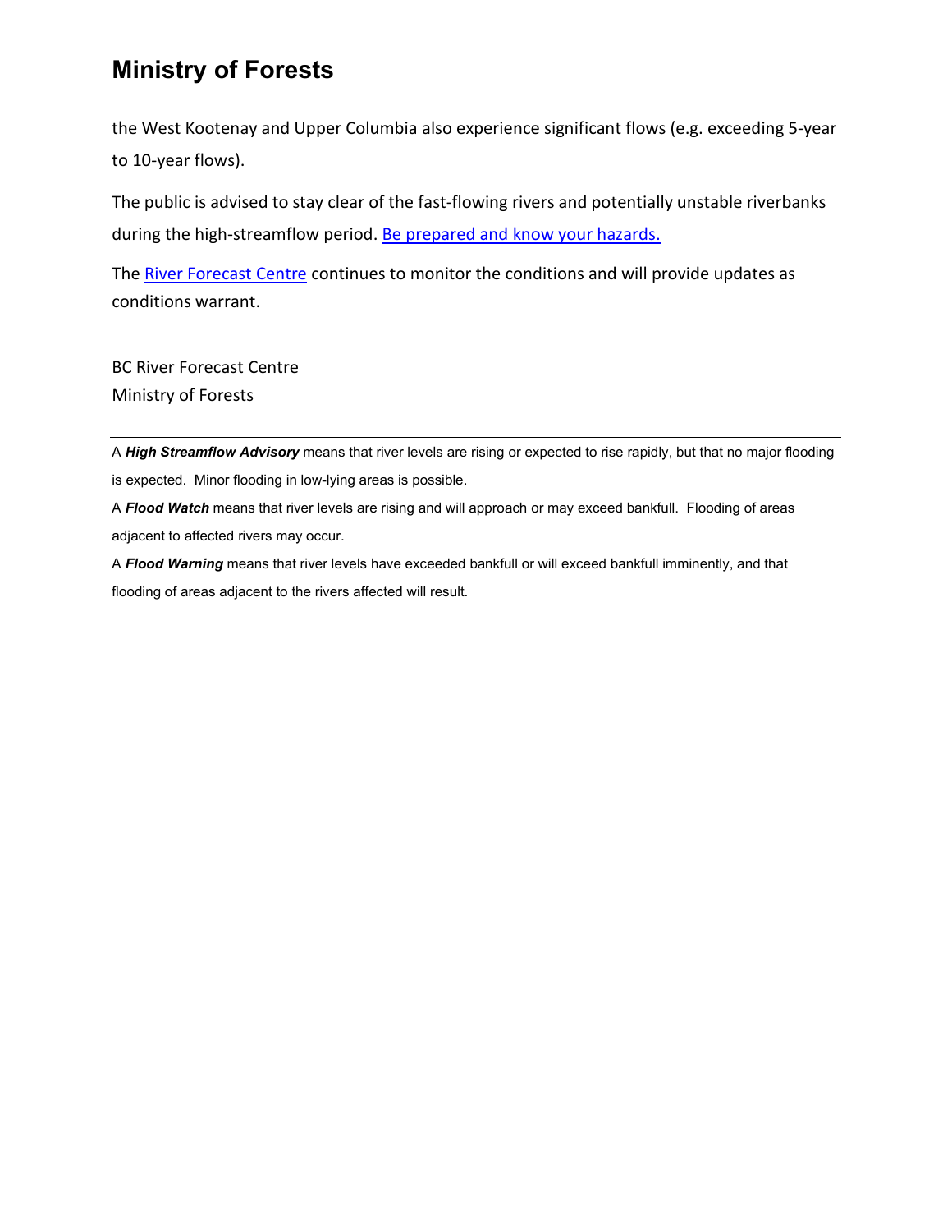the West Kootenay and Upper Columbia also experience significant flows (e.g. exceeding 5-year to 10-year flows).

The public is advised to stay clear of the fast-flowing rivers and potentially unstable riverbanks during the high-streamflow period. Be prepared and know your hazards.

The River Forecast Centre continues to monitor the conditions and will provide updates as conditions warrant.

BC River Forecast Centre
Ministry of Forests

---

A ***High Streamflow Advisory*** means that river levels are rising or expected to rise rapidly, but that no major flooding is expected. Minor flooding in low-lying areas is possible.

A ***Flood Watch*** means that river levels are rising and will approach or may exceed bankfull. Flooding of areas adjacent to affected rivers may occur.

A ***Flood Warning*** means that river levels have exceeded bankfull or will exceed bankfull imminently, and that flooding of areas adjacent to the rivers affected will result.